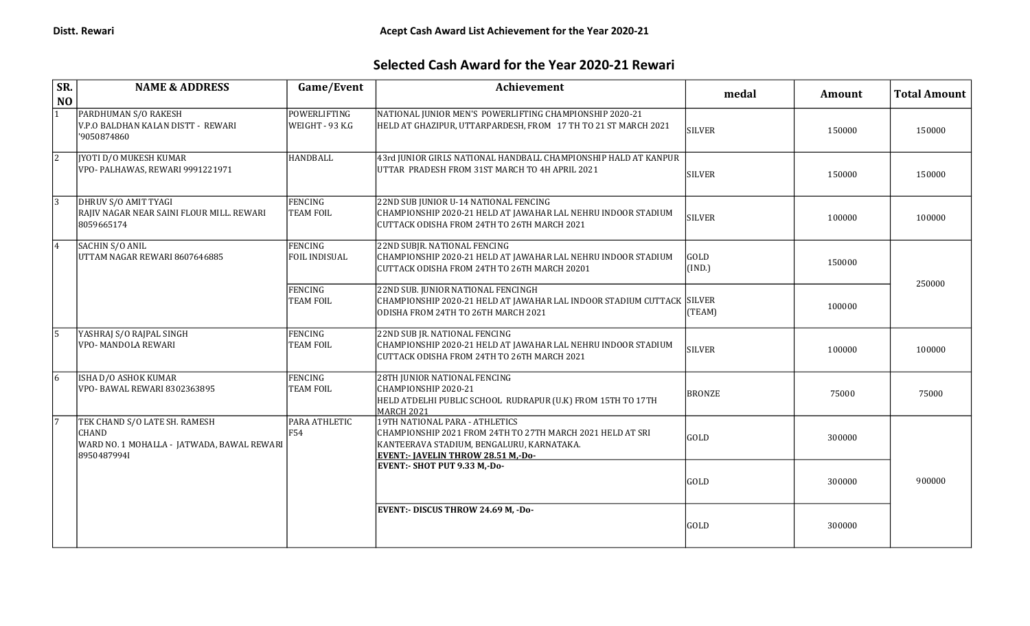**Distt. Rewari** **Acept Cash Award List Achievement for the Year 2020-21**

## Selected Cash Award for the Year 2020-21 Rewari

| SR. NO | NAME & ADDRESS | Game/Event | Achievement | medal | Amount | Total Amount |
|---|---|---|---|---|---|---|
| 1 | PARDHUMAN S/O RAKESH V.P.O BALDHAN KALAN DISTT - REWARI '9050874860 | POWERLIFTING WEIGHT - 93 K.G | NATIONAL JUNIOR MEN'S POWERLIFTING CHAMPIONSHIP 2020-21 HELD AT GHAZIPUR, UTTARPARDESH, FROM 17 TH TO 21 ST MARCH 2021 | SILVER | 150000 | 150000 |
| 2 | JYOTI D/O MUKESH KUMAR VPO- PALHAWAS, REWARI 9991221971 | HANDBALL | 43rd JUNIOR GIRLS NATIONAL HANDBALL CHAMPIONSHIP HALD AT KANPUR UTTAR PRADESH FROM 31ST MARCH TO 4H APRIL 2021 | SILVER | 150000 | 150000 |
| 3 | DHRUV S/O AMIT TYAGI RAJIV NAGAR NEAR SAINI FLOUR MILL. REWARI 8059665174 | FENCING TEAM FOIL | 22ND SUB JUNIOR U-14 NATIONAL FENCING CHAMPIONSHIP 2020-21 HELD AT JAWAHAR LAL NEHRU INDOOR STADIUM CUTTACK ODISHA FROM 24TH TO 26TH MARCH 2021 | SILVER | 100000 | 100000 |
| 4 | SACHIN S/O ANIL UTTAM NAGAR REWARI 8607646885 | FENCING FOIL INDISUAL | 22ND SUBJR. NATIONAL FENCING CHAMPIONSHIP 2020-21 HELD AT JAWAHAR LAL NEHRU INDOOR STADIUM CUTTACK ODISHA FROM 24TH TO 26TH MARCH 20201 | GOLD (IND.) | 150000 | 250000 |
| | | FENCING TEAM FOIL | 22ND SUB. JUNIOR NATIONAL FENCINGH CHAMPIONSHIP 2020-21 HELD AT JAWAHAR LAL INDOOR STADIUM CUTTACK ODISHA FROM 24TH TO 26TH MARCH 2021 | SILVER (TEAM) | 100000 | |
| 5 | YASHRAJ S/O RAJPAL SINGH VPO- MANDOLA REWARI | FENCING TEAM FOIL | 22ND SUB JR. NATIONAL FENCING CHAMPIONSHIP 2020-21 HELD AT JAWAHAR LAL NEHRU INDOOR STADIUM CUTTACK ODISHA FROM 24TH TO 26TH MARCH 2021 | SILVER | 100000 | 100000 |
| 6 | ISHA D/O ASHOK KUMAR VPO- BAWAL REWARI 8302363895 | FENCING TEAM FOIL | 28TH JUNIOR NATIONAL FENCING CHAMPIONSHIP 2020-21 HELD ATDELHI PUBLIC SCHOOL RUDRAPUR (U.K) FROM 15TH TO 17TH MARCH 2021 | BRONZE | 75000 | 75000 |
| 7 | TEK CHAND S/O LATE SH. RAMESH CHAND WARD NO. 1 MOHALLA - JATWADA, BAWAL REWARI 8950487994I | PARA ATHLETIC F54 | 19TH NATIONAL PARA - ATHLETICS CHAMPIONSHIP 2021 FROM 24TH TO 27TH MARCH 2021 HELD AT SRI KANTEERAVA STADIUM, BENGALURU, KARNATAKA. **EVENT:- JAVELIN THROW 28.51 M,-Do-** | GOLD | 300000 | 900000 |
| | | | **EVENT:- SHOT PUT 9.33 M,-Do-** | GOLD | 300000 | |
| | | | **EVENT:- DISCUS THROW 24.69 M, -Do-** | GOLD | 300000 | |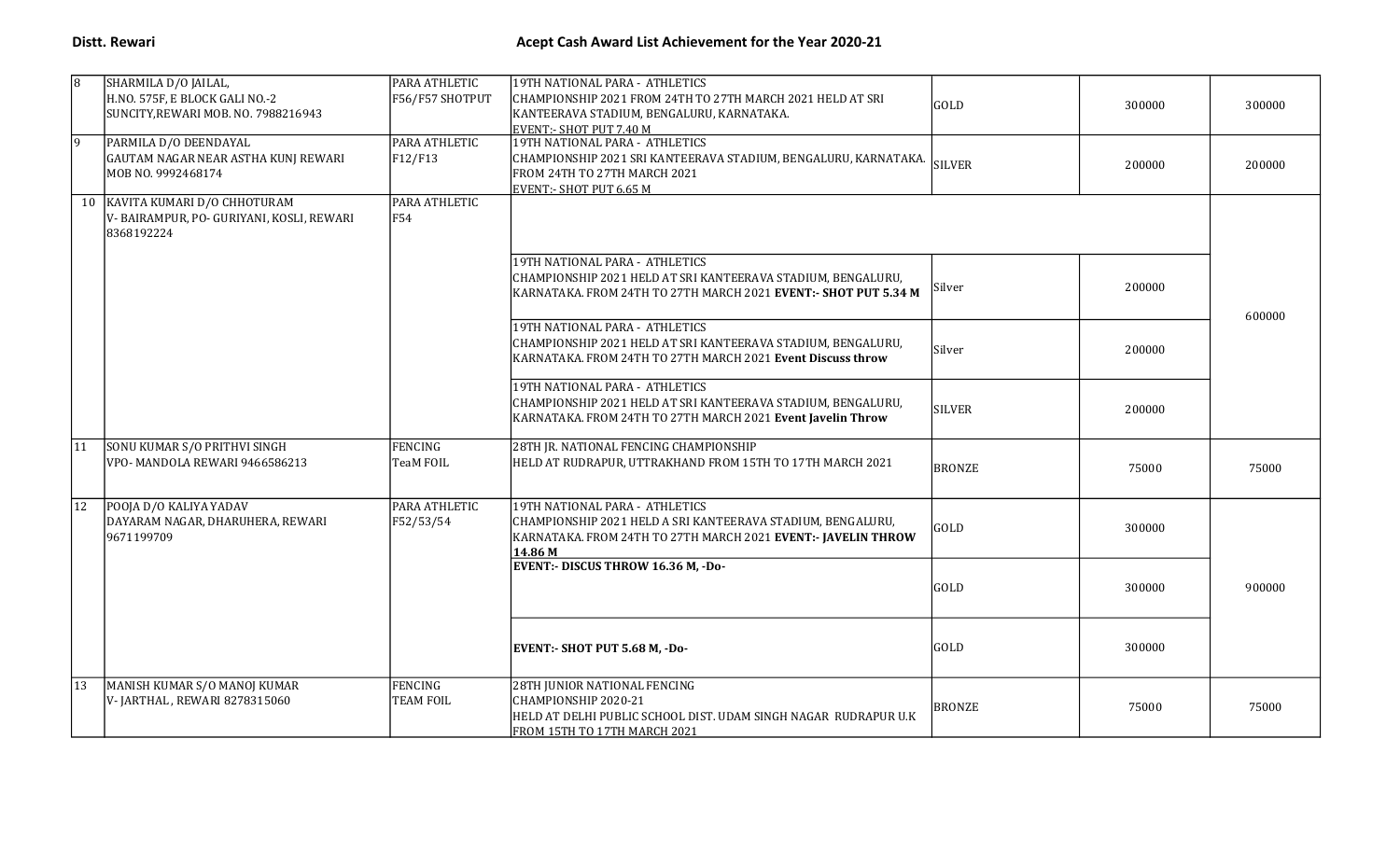**Distt. Rewari** **Acept Cash Award List Achievement for the Year 2020-21**

| | | | | | | |
|---|---|---|---|---|---|---|
| 8 | SHARMILA D/O JAILAL, H.NO. 575F, E BLOCK GALI NO.-2 SUNCITY,REWARI MOB. NO. 7988216943 | PARA ATHLETIC F56/F57 SHOTPUT | 19TH NATIONAL PARA - ATHLETICS CHAMPIONSHIP 2021 FROM 24TH TO 27TH MARCH 2021 HELD AT SRI KANTEERAVA STADIUM, BENGALURU, KARNATAKA. EVENT:- SHOT PUT 7.40 M | GOLD | 300000 | 300000 |
| 9 | PARMILA D/O DEENDAYAL GAUTAM NAGAR NEAR ASTHA KUNJ REWARI MOB NO. 9992468174 | PARA ATHLETIC F12/F13 | 19TH NATIONAL PARA - ATHLETICS CHAMPIONSHIP 2021 SRI KANTEERAVA STADIUM, BENGALURU, KARNATAKA. FROM 24TH TO 27TH MARCH 2021 EVENT:- SHOT PUT 6.65 M | SILVER | 200000 | 200000 |
| 10 | KAVITA KUMARI D/O CHHOTURAM V- BAIRAMPUR, PO- GURIYANI, KOSLI, REWARI 8368192224 | PARA ATHLETIC F54 | | | | 600000 |
| | | | 19TH NATIONAL PARA - ATHLETICS CHAMPIONSHIP 2021 HELD AT SRI KANTEERAVA STADIUM, BENGALURU, KARNATAKA. FROM 24TH TO 27TH MARCH 2021 **EVENT:- SHOT PUT 5.34 M** | Silver | 200000 | |
| | | | 19TH NATIONAL PARA - ATHLETICS CHAMPIONSHIP 2021 HELD AT SRI KANTEERAVA STADIUM, BENGALURU, KARNATAKA. FROM 24TH TO 27TH MARCH 2021 **Event Discuss throw** | Silver | 200000 | |
| | | | 19TH NATIONAL PARA - ATHLETICS CHAMPIONSHIP 2021 HELD AT SRI KANTEERAVA STADIUM, BENGALURU, KARNATAKA. FROM 24TH TO 27TH MARCH 2021 **Event Javelin Throw** | SILVER | 200000 | |
| 11 | SONU KUMAR S/O PRITHVI SINGH VPO- MANDOLA REWARI 9466586213 | FENCING TeaM FOIL | 28TH JR. NATIONAL FENCING CHAMPIONSHIP HELD AT RUDRAPUR, UTTRAKHAND FROM 15TH TO 17TH MARCH 2021 | BRONZE | 75000 | 75000 |
| 12 | POOJA D/O KALIYA YADAV DAYARAM NAGAR, DHARUHERA, REWARI 9671199709 | PARA ATHLETIC F52/53/54 | 19TH NATIONAL PARA - ATHLETICS CHAMPIONSHIP 2021 HELD A SRI KANTEERAVA STADIUM, BENGALURU, KARNATAKA. FROM 24TH TO 27TH MARCH 2021 **EVENT:- JAVELIN THROW 14.86 M** | GOLD | 300000 | 900000 |
| | | | **EVENT:- DISCUS THROW 16.36 M, -Do-** | GOLD | 300000 | |
| | | | **EVENT:- SHOT PUT 5.68 M, -Do-** | GOLD | 300000 | |
| 13 | MANISH KUMAR S/O MANOJ KUMAR V- JARTHAL , REWARI 8278315060 | FENCING TEAM FOIL | 28TH JUNIOR NATIONAL FENCING CHAMPIONSHIP 2020-21 HELD AT DELHI PUBLIC SCHOOL DIST. UDAM SINGH NAGAR RUDRAPUR U.K FROM 15TH TO 17TH MARCH 2021 | BRONZE | 75000 | 75000 |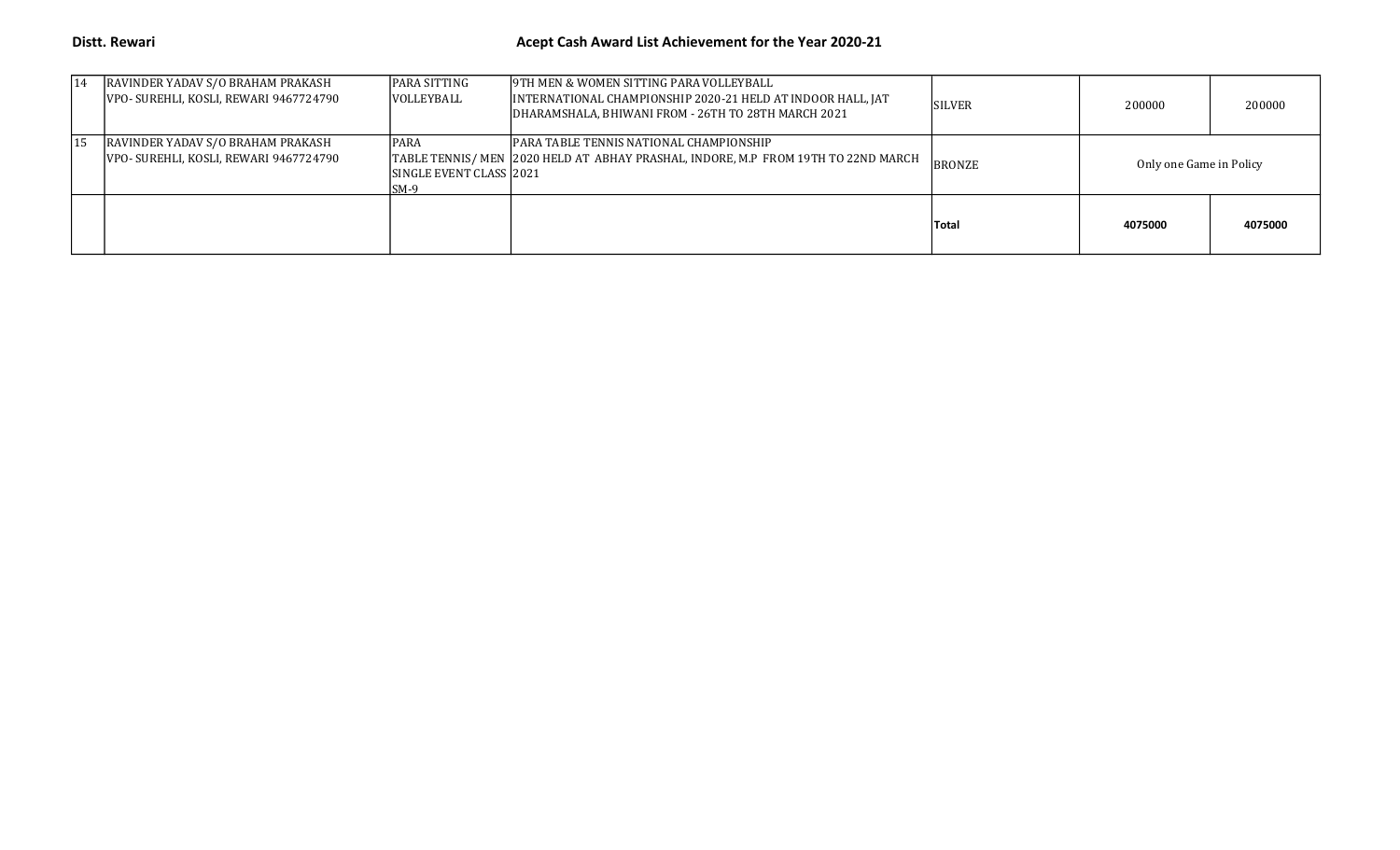**Distt. Rewari**

**Acept Cash Award List Achievement for the Year 2020-21**

| | | | | | | |
|---|---|---|---|---|---|---|
| 14 | RAVINDER YADAV S/O BRAHAM PRAKASH VPO- SUREHLI, KOSLI, REWARI 9467724790 | PARA SITTING VOLLEYBALL | 9TH MEN & WOMEN SITTING PARA VOLLEYBALL INTERNATIONAL CHAMPIONSHIP 2020-21 HELD AT INDOOR HALL, JAT DHARAMSHALA, BHIWANI FROM - 26TH TO 28TH MARCH 2021 | SILVER | 200000 | 200000 |
| 15 | RAVINDER YADAV S/O BRAHAM PRAKASH VPO- SUREHLI, KOSLI, REWARI 9467724790 | PARA TABLE TENNIS/ MEN SINGLE EVENT CLASS SM-9 | PARA TABLE TENNIS NATIONAL CHAMPIONSHIP 2020 HELD AT ABHAY PRASHAL, INDORE, M.P FROM 19TH TO 22ND MARCH 2021 | BRONZE | Only one Game in Policy | |
| | | | | **Total** | **4075000** | **4075000** |